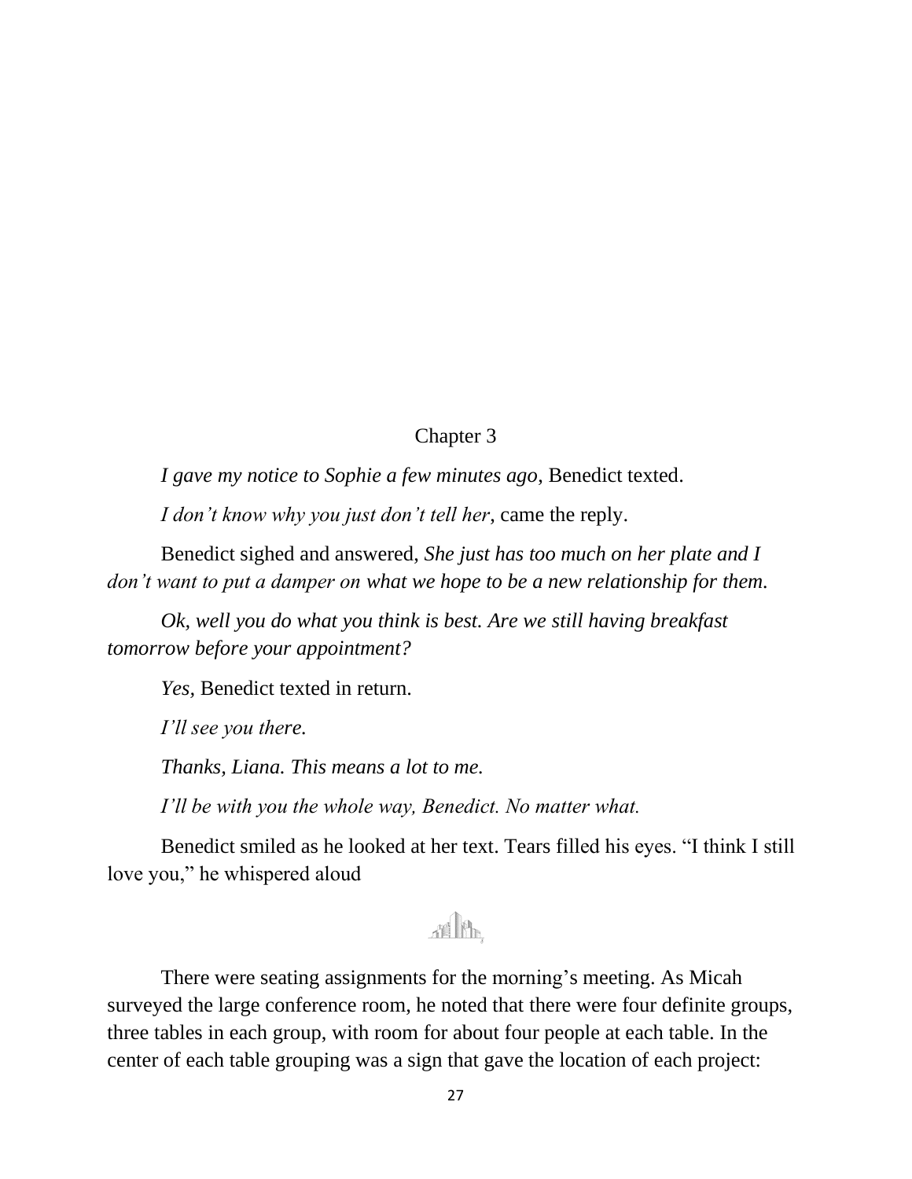# Chapter 3

*I gave my notice to Sophie a few minutes ago*, Benedict texted.

*I don't know why you just don't tell her,* came the reply.

Benedict sighed and answered, *She just has too much on her plate and I don't want to put a damper on what we hope to be a new relationship for them.*

*Ok, well you do what you think is best. Are we still having breakfast tomorrow before your appointment?*

*Yes,* Benedict texted in return.

*I'll see you there.*

*Thanks, Liana. This means a lot to me.*

*I'll be with you the whole way, Benedict. No matter what.*

Benedict smiled as he looked at her text. Tears filled his eyes. "I think I still love you," he whispered aloud

There were seating assignments for the morning's meeting. As Micah surveyed the large conference room, he noted that there were four definite groups, three tables in each group, with room for about four people at each table. In the center of each table grouping was a sign that gave the location of each project: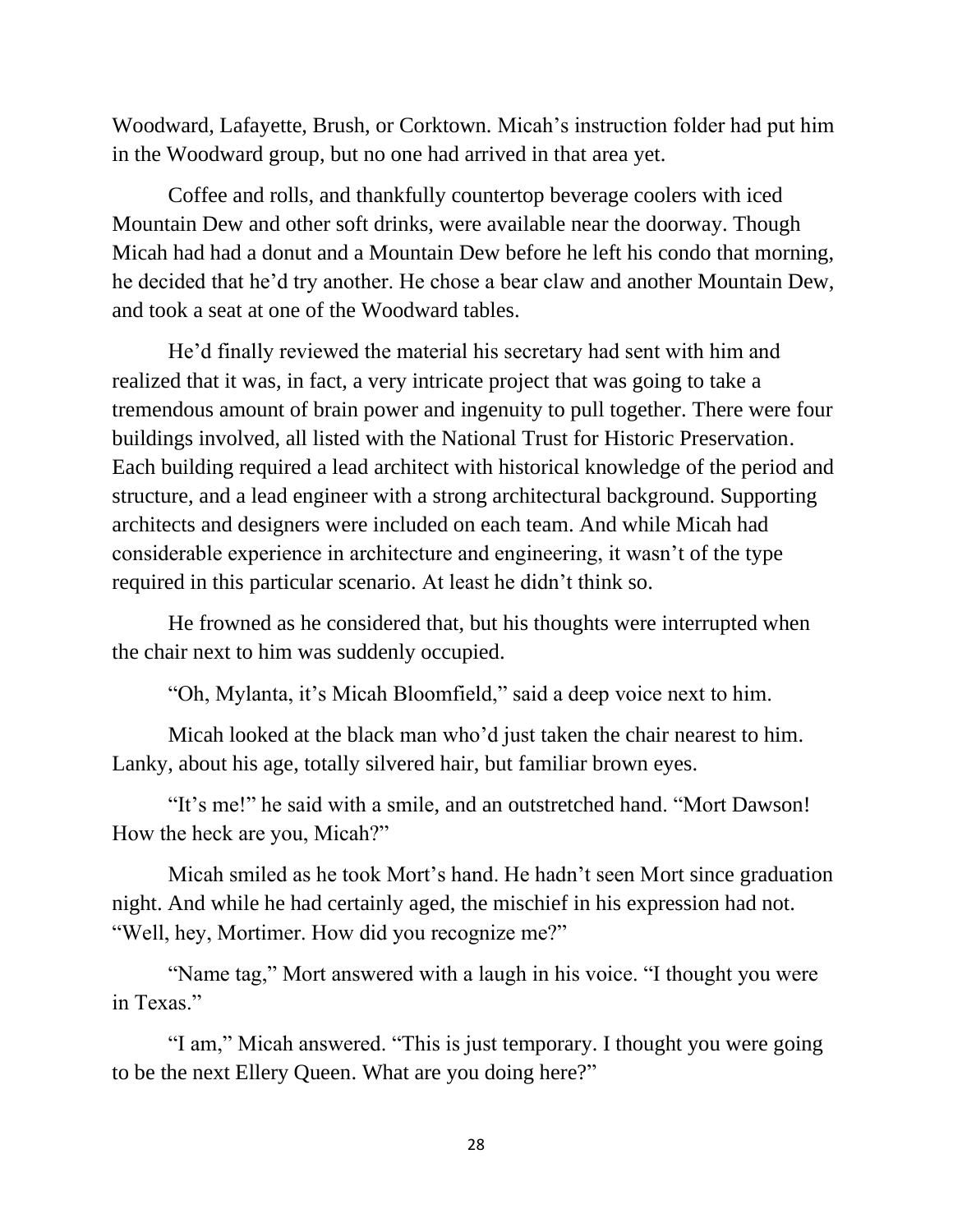Woodward, Lafayette, Brush, or Corktown. Micah's instruction folder had put him in the Woodward group, but no one had arrived in that area yet.

Coffee and rolls, and thankfully countertop beverage coolers with iced Mountain Dew and other soft drinks, were available near the doorway. Though Micah had had a donut and a Mountain Dew before he left his condo that morning, he decided that he'd try another. He chose a bear claw and another Mountain Dew, and took a seat at one of the Woodward tables.

He'd finally reviewed the material his secretary had sent with him and realized that it was, in fact, a very intricate project that was going to take a tremendous amount of brain power and ingenuity to pull together. There were four buildings involved, all listed with the National Trust for Historic Preservation. Each building required a lead architect with historical knowledge of the period and structure, and a lead engineer with a strong architectural background. Supporting architects and designers were included on each team. And while Micah had considerable experience in architecture and engineering, it wasn't of the type required in this particular scenario. At least he didn't think so.

He frowned as he considered that, but his thoughts were interrupted when the chair next to him was suddenly occupied.

"Oh, Mylanta, it's Micah Bloomfield," said a deep voice next to him.

Micah looked at the black man who'd just taken the chair nearest to him. Lanky, about his age, totally silvered hair, but familiar brown eyes.

"It's me!" he said with a smile, and an outstretched hand. "Mort Dawson! How the heck are you, Micah?"

Micah smiled as he took Mort's hand. He hadn't seen Mort since graduation night. And while he had certainly aged, the mischief in his expression had not. "Well, hey, Mortimer. How did you recognize me?"

"Name tag," Mort answered with a laugh in his voice. "I thought you were in Texas."

"I am," Micah answered. "This is just temporary. I thought you were going to be the next Ellery Queen. What are you doing here?"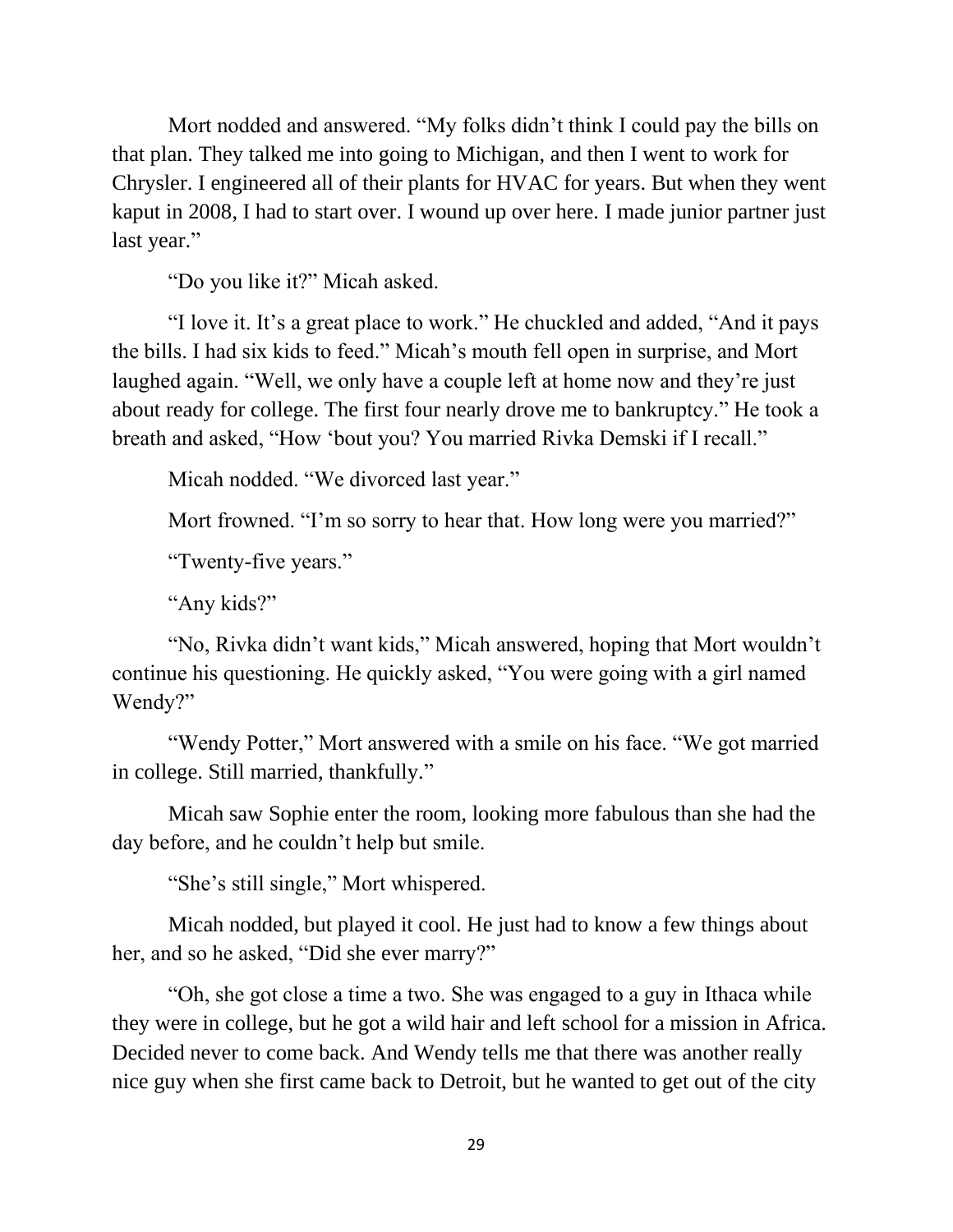Mort nodded and answered. “My folks didn’t think I could pay the bills on that plan. They talked me into going to Michigan, and then I went to work for Chrysler. I engineered all of their plants for HVAC for years. But when they went kaput in 2008, I had to start over. I wound up over here. I made junior partner just last year.”

“Do you like it?” Micah asked.

“I love it. It’s a great place to work.” He chuckled and added, “And it pays the bills. I had six kids to feed.” Micah’s mouth fell open in surprise, and Mort laughed again. “Well, we only have a couple left at home now and they’re just about ready for college. The first four nearly drove me to bankruptcy.” He took a breath and asked, “How ‘bout you? You married Rivka Demski if I recall.”

Micah nodded. “We divorced last year.”

Mort frowned. “I’m so sorry to hear that. How long were you married?”

“Twenty-five years.”

“Any kids?”

“No, Rivka didn’t want kids,” Micah answered, hoping that Mort wouldn’t continue his questioning. He quickly asked, “You were going with a girl named Wendy?”

“Wendy Potter,” Mort answered with a smile on his face. “We got married in college. Still married, thankfully.”

Micah saw Sophie enter the room, looking more fabulous than she had the day before, and he couldn’t help but smile.

“She’s still single,” Mort whispered.

Micah nodded, but played it cool. He just had to know a few things about her, and so he asked, “Did she ever marry?”

“Oh, she got close a time a two. She was engaged to a guy in Ithaca while they were in college, but he got a wild hair and left school for a mission in Africa. Decided never to come back. And Wendy tells me that there was another really nice guy when she first came back to Detroit, but he wanted to get out of the city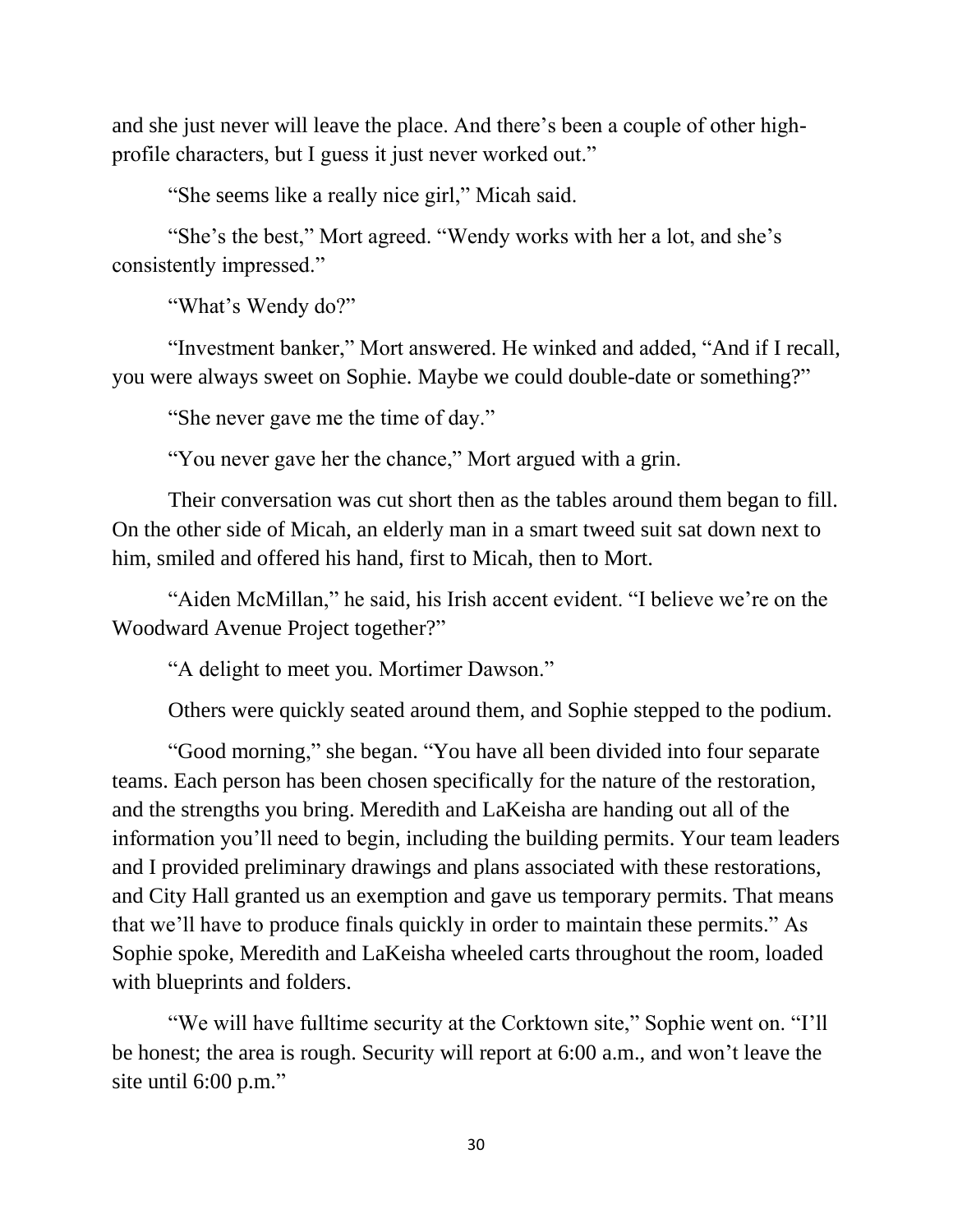and she just never will leave the place. And there's been a couple of other high-profile characters, but I guess it just never worked out."

"She seems like a really nice girl," Micah said.

"She's the best," Mort agreed. "Wendy works with her a lot, and she's consistently impressed."

"What's Wendy do?"

"Investment banker," Mort answered. He winked and added, "And if I recall, you were always sweet on Sophie. Maybe we could double-date or something?"

"She never gave me the time of day."

"You never gave her the chance," Mort argued with a grin.

Their conversation was cut short then as the tables around them began to fill. On the other side of Micah, an elderly man in a smart tweed suit sat down next to him, smiled and offered his hand, first to Micah, then to Mort.

"Aiden McMillan," he said, his Irish accent evident. "I believe we're on the Woodward Avenue Project together?"

"A delight to meet you. Mortimer Dawson."

Others were quickly seated around them, and Sophie stepped to the podium.

"Good morning," she began. "You have all been divided into four separate teams. Each person has been chosen specifically for the nature of the restoration, and the strengths you bring. Meredith and LaKeisha are handing out all of the information you'll need to begin, including the building permits. Your team leaders and I provided preliminary drawings and plans associated with these restorations, and City Hall granted us an exemption and gave us temporary permits. That means that we'll have to produce finals quickly in order to maintain these permits." As Sophie spoke, Meredith and LaKeisha wheeled carts throughout the room, loaded with blueprints and folders.

"We will have fulltime security at the Corktown site," Sophie went on. "I'll be honest; the area is rough. Security will report at 6:00 a.m., and won't leave the site until 6:00 p.m."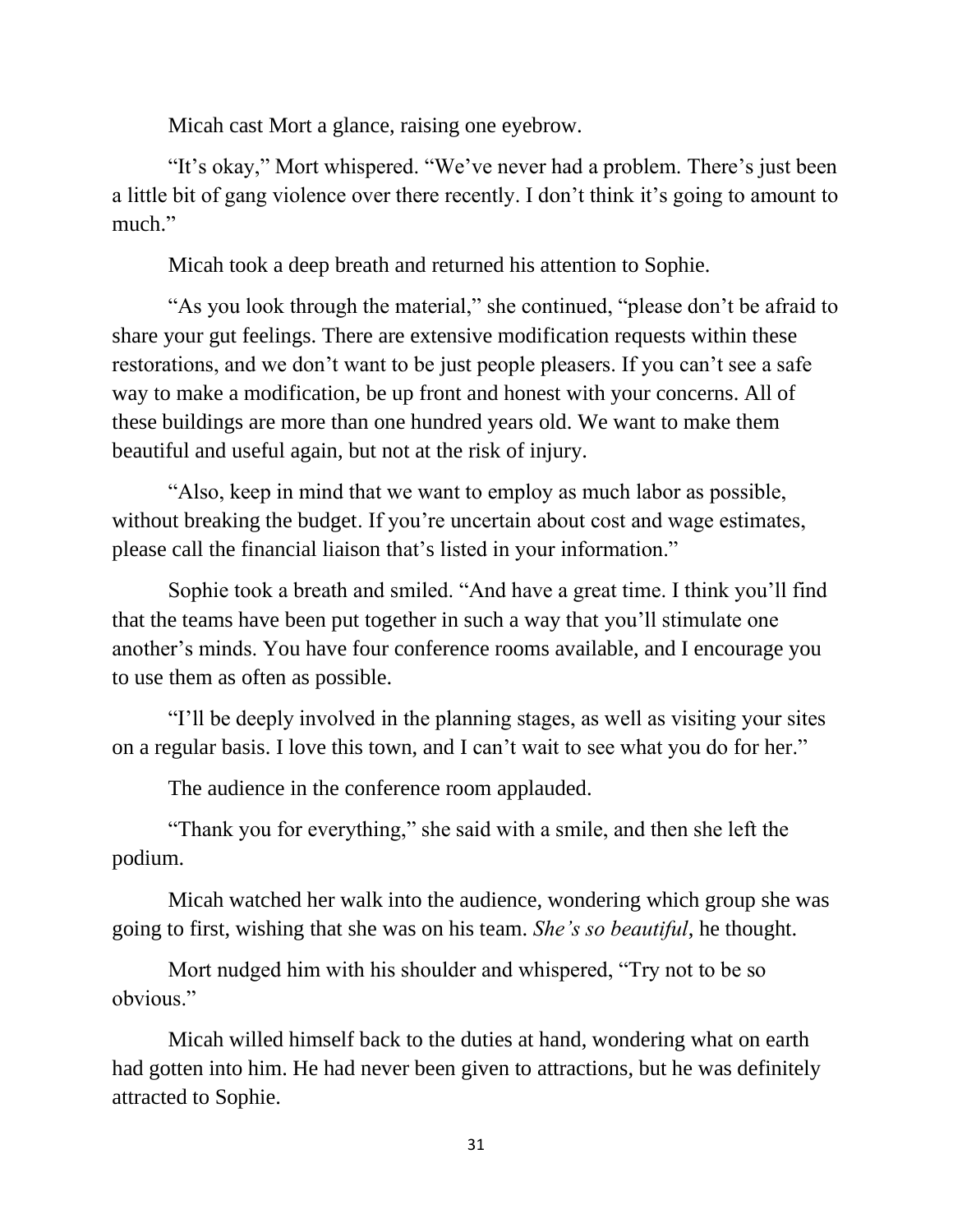Micah cast Mort a glance, raising one eyebrow.

"It's okay," Mort whispered. "We've never had a problem. There's just been a little bit of gang violence over there recently. I don't think it's going to amount to much."

Micah took a deep breath and returned his attention to Sophie.

"As you look through the material," she continued, "please don't be afraid to share your gut feelings. There are extensive modification requests within these restorations, and we don't want to be just people pleasers. If you can't see a safe way to make a modification, be up front and honest with your concerns. All of these buildings are more than one hundred years old. We want to make them beautiful and useful again, but not at the risk of injury.

"Also, keep in mind that we want to employ as much labor as possible, without breaking the budget. If you're uncertain about cost and wage estimates, please call the financial liaison that's listed in your information."

Sophie took a breath and smiled. "And have a great time. I think you'll find that the teams have been put together in such a way that you'll stimulate one another's minds. You have four conference rooms available, and I encourage you to use them as often as possible.

"I'll be deeply involved in the planning stages, as well as visiting your sites on a regular basis. I love this town, and I can't wait to see what you do for her."

The audience in the conference room applauded.

"Thank you for everything," she said with a smile, and then she left the podium.

Micah watched her walk into the audience, wondering which group she was going to first, wishing that she was on his team. *She's so beautiful*, he thought.

Mort nudged him with his shoulder and whispered, "Try not to be so obvious."

Micah willed himself back to the duties at hand, wondering what on earth had gotten into him. He had never been given to attractions, but he was definitely attracted to Sophie.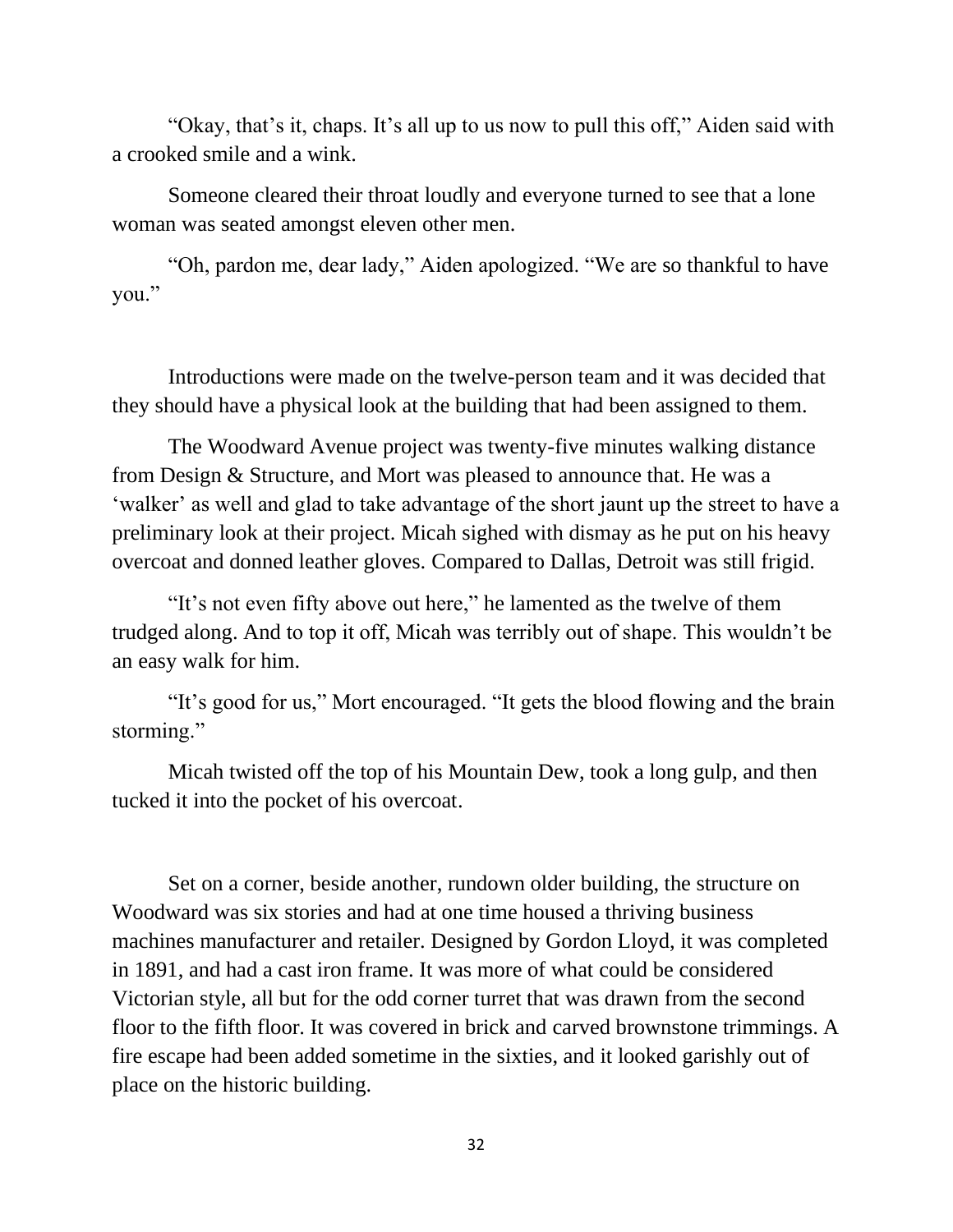"Okay, that's it, chaps. It's all up to us now to pull this off," Aiden said with a crooked smile and a wink.

Someone cleared their throat loudly and everyone turned to see that a lone woman was seated amongst eleven other men.

"Oh, pardon me, dear lady," Aiden apologized. "We are so thankful to have you."

Introductions were made on the twelve-person team and it was decided that they should have a physical look at the building that had been assigned to them.

The Woodward Avenue project was twenty-five minutes walking distance from Design & Structure, and Mort was pleased to announce that. He was a 'walker' as well and glad to take advantage of the short jaunt up the street to have a preliminary look at their project. Micah sighed with dismay as he put on his heavy overcoat and donned leather gloves. Compared to Dallas, Detroit was still frigid.

"It's not even fifty above out here," he lamented as the twelve of them trudged along. And to top it off, Micah was terribly out of shape. This wouldn't be an easy walk for him.

"It's good for us," Mort encouraged. "It gets the blood flowing and the brain storming."

Micah twisted off the top of his Mountain Dew, took a long gulp, and then tucked it into the pocket of his overcoat.

Set on a corner, beside another, rundown older building, the structure on Woodward was six stories and had at one time housed a thriving business machines manufacturer and retailer. Designed by Gordon Lloyd, it was completed in 1891, and had a cast iron frame. It was more of what could be considered Victorian style, all but for the odd corner turret that was drawn from the second floor to the fifth floor. It was covered in brick and carved brownstone trimmings. A fire escape had been added sometime in the sixties, and it looked garishly out of place on the historic building.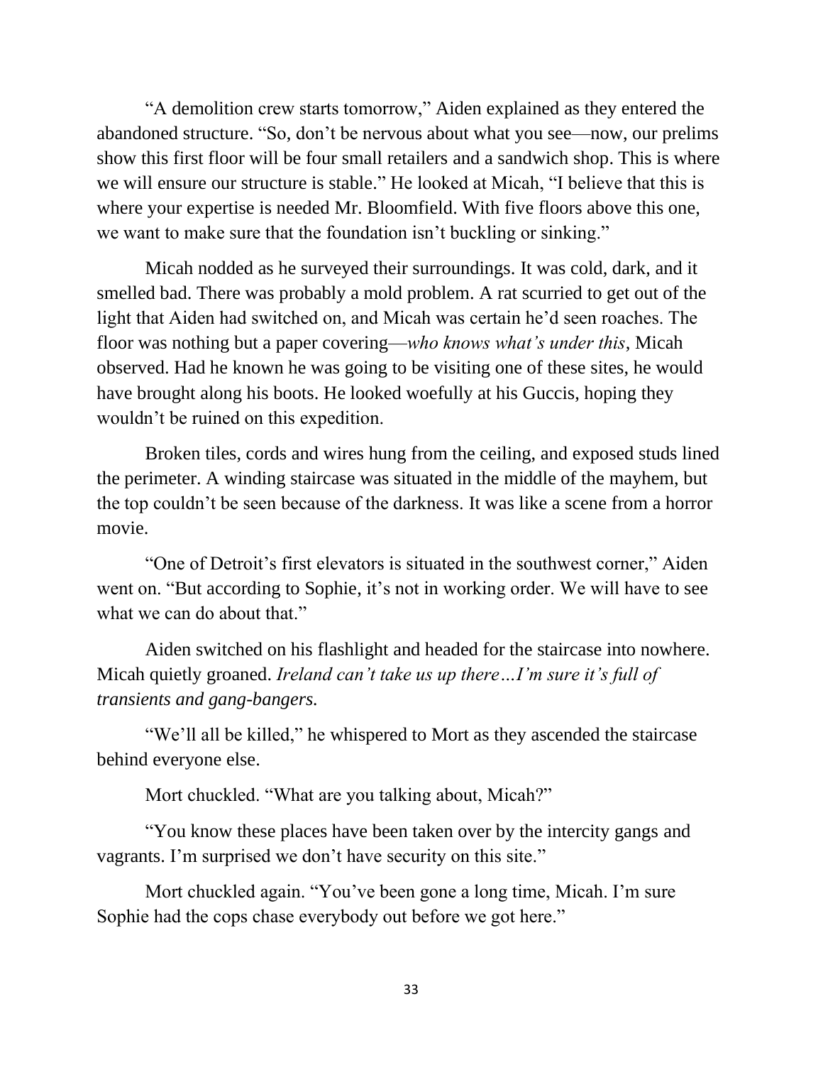"A demolition crew starts tomorrow," Aiden explained as they entered the abandoned structure. "So, don't be nervous about what you see—now, our prelims show this first floor will be four small retailers and a sandwich shop. This is where we will ensure our structure is stable." He looked at Micah, "I believe that this is where your expertise is needed Mr. Bloomfield. With five floors above this one, we want to make sure that the foundation isn't buckling or sinking."

Micah nodded as he surveyed their surroundings. It was cold, dark, and it smelled bad. There was probably a mold problem. A rat scurried to get out of the light that Aiden had switched on, and Micah was certain he'd seen roaches. The floor was nothing but a paper covering—*who knows what's under this*, Micah observed. Had he known he was going to be visiting one of these sites, he would have brought along his boots. He looked woefully at his Guccis, hoping they wouldn't be ruined on this expedition.

Broken tiles, cords and wires hung from the ceiling, and exposed studs lined the perimeter. A winding staircase was situated in the middle of the mayhem, but the top couldn't be seen because of the darkness. It was like a scene from a horror movie.

"One of Detroit's first elevators is situated in the southwest corner," Aiden went on. "But according to Sophie, it's not in working order. We will have to see what we can do about that."

Aiden switched on his flashlight and headed for the staircase into nowhere. Micah quietly groaned. *Ireland can't take us up there…I'm sure it's full of transients and gang-bangers.*

"We'll all be killed," he whispered to Mort as they ascended the staircase behind everyone else.

Mort chuckled. "What are you talking about, Micah?"

"You know these places have been taken over by the intercity gangs and vagrants. I'm surprised we don't have security on this site."

Mort chuckled again. "You've been gone a long time, Micah. I'm sure Sophie had the cops chase everybody out before we got here."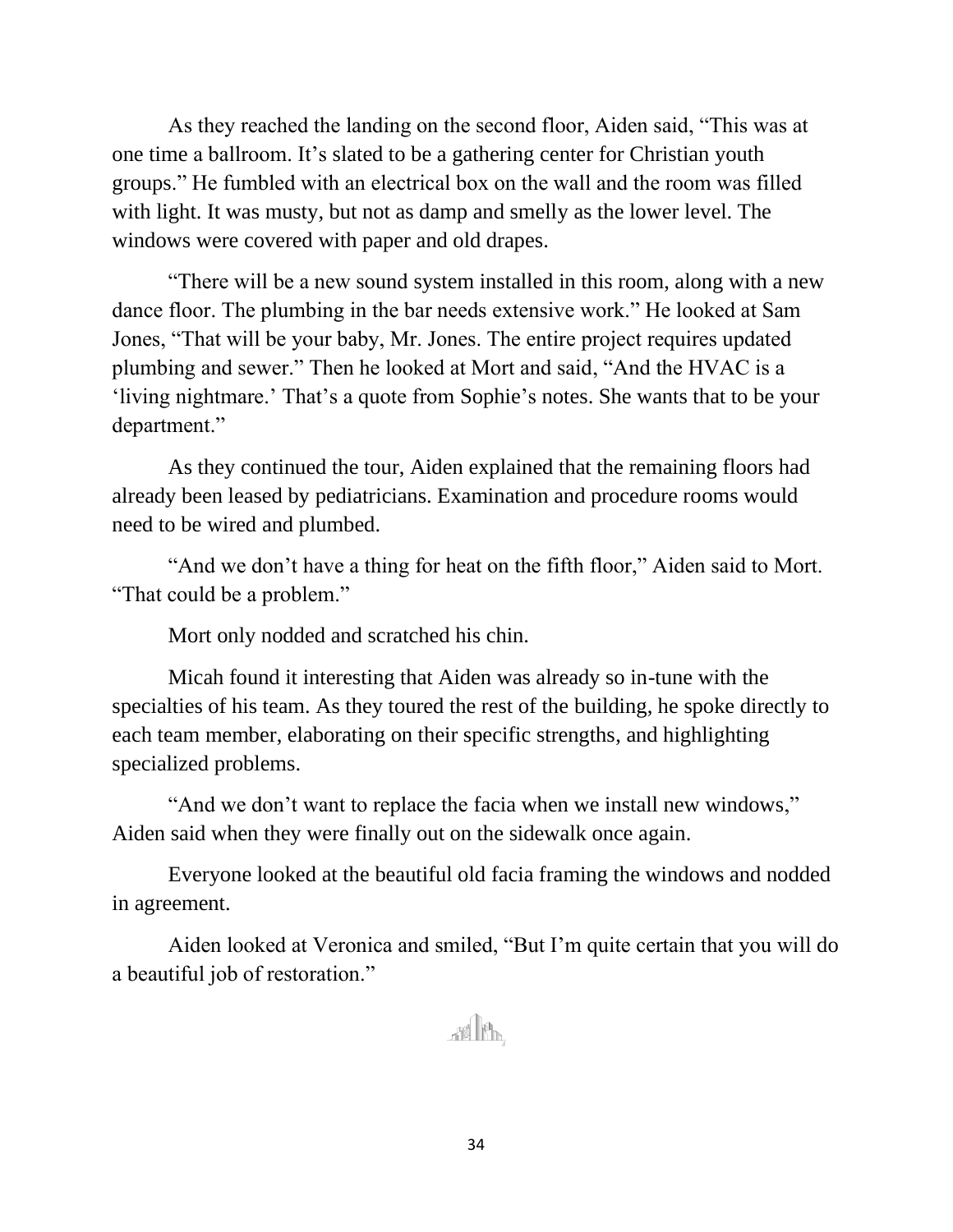As they reached the landing on the second floor, Aiden said, “This was at one time a ballroom. It’s slated to be a gathering center for Christian youth groups.” He fumbled with an electrical box on the wall and the room was filled with light. It was musty, but not as damp and smelly as the lower level. The windows were covered with paper and old drapes.

“There will be a new sound system installed in this room, along with a new dance floor. The plumbing in the bar needs extensive work.” He looked at Sam Jones, “That will be your baby, Mr. Jones. The entire project requires updated plumbing and sewer.” Then he looked at Mort and said, “And the HVAC is a ‘living nightmare.’ That’s a quote from Sophie’s notes. She wants that to be your department.”

As they continued the tour, Aiden explained that the remaining floors had already been leased by pediatricians. Examination and procedure rooms would need to be wired and plumbed.

“And we don’t have a thing for heat on the fifth floor,” Aiden said to Mort. “That could be a problem.”

Mort only nodded and scratched his chin.

Micah found it interesting that Aiden was already so in-tune with the specialties of his team. As they toured the rest of the building, he spoke directly to each team member, elaborating on their specific strengths, and highlighting specialized problems.

“And we don’t want to replace the facia when we install new windows,” Aiden said when they were finally out on the sidewalk once again.

Everyone looked at the beautiful old facia framing the windows and nodded in agreement.

Aiden looked at Veronica and smiled, “But I’m quite certain that you will do a beautiful job of restoration.”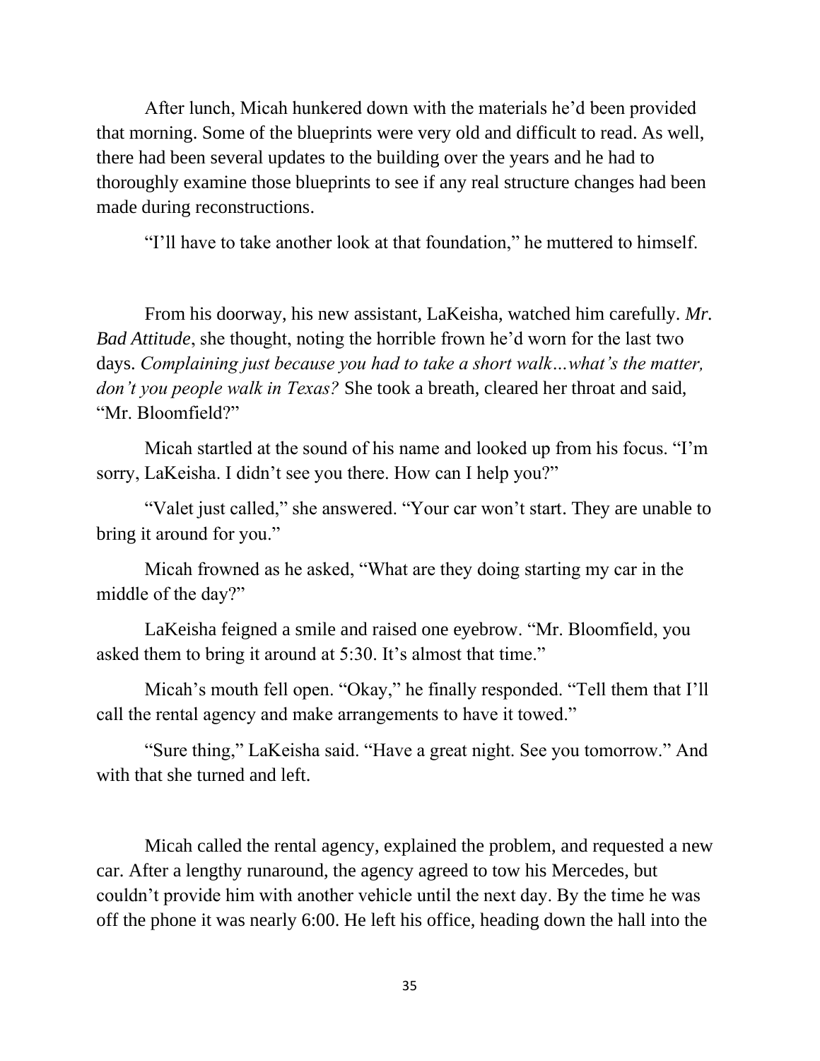After lunch, Micah hunkered down with the materials he'd been provided that morning. Some of the blueprints were very old and difficult to read. As well, there had been several updates to the building over the years and he had to thoroughly examine those blueprints to see if any real structure changes had been made during reconstructions.

"I'll have to take another look at that foundation," he muttered to himself.

From his doorway, his new assistant, LaKeisha, watched him carefully. *Mr. Bad Attitude*, she thought, noting the horrible frown he'd worn for the last two days. *Complaining just because you had to take a short walk…what's the matter, don't you people walk in Texas?* She took a breath, cleared her throat and said, "Mr. Bloomfield?"

Micah startled at the sound of his name and looked up from his focus. "I'm sorry, LaKeisha. I didn't see you there. How can I help you?"

"Valet just called," she answered. "Your car won't start. They are unable to bring it around for you."

Micah frowned as he asked, "What are they doing starting my car in the middle of the day?"

LaKeisha feigned a smile and raised one eyebrow. "Mr. Bloomfield, you asked them to bring it around at 5:30. It's almost that time."

Micah's mouth fell open. "Okay," he finally responded. "Tell them that I'll call the rental agency and make arrangements to have it towed."

"Sure thing," LaKeisha said. "Have a great night. See you tomorrow." And with that she turned and left.

Micah called the rental agency, explained the problem, and requested a new car. After a lengthy runaround, the agency agreed to tow his Mercedes, but couldn't provide him with another vehicle until the next day. By the time he was off the phone it was nearly 6:00. He left his office, heading down the hall into the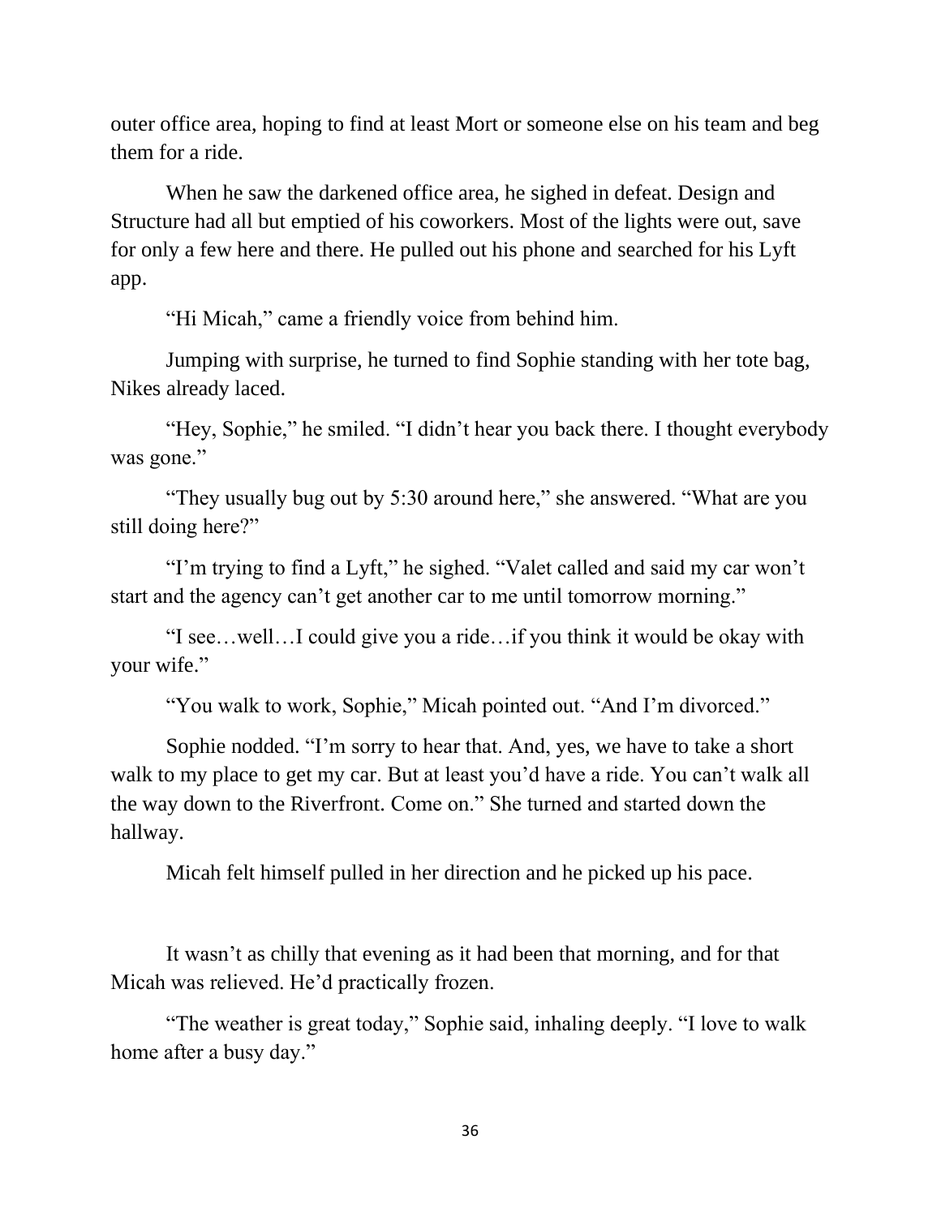outer office area, hoping to find at least Mort or someone else on his team and beg them for a ride.

When he saw the darkened office area, he sighed in defeat. Design and Structure had all but emptied of his coworkers. Most of the lights were out, save for only a few here and there. He pulled out his phone and searched for his Lyft app.

"Hi Micah," came a friendly voice from behind him.

Jumping with surprise, he turned to find Sophie standing with her tote bag, Nikes already laced.

"Hey, Sophie," he smiled. "I didn't hear you back there. I thought everybody was gone."

"They usually bug out by 5:30 around here," she answered. "What are you still doing here?"

"I'm trying to find a Lyft," he sighed. "Valet called and said my car won't start and the agency can't get another car to me until tomorrow morning."

"I see…well…I could give you a ride…if you think it would be okay with your wife."

"You walk to work, Sophie," Micah pointed out. "And I'm divorced."

Sophie nodded. "I'm sorry to hear that. And, yes, we have to take a short walk to my place to get my car. But at least you'd have a ride. You can't walk all the way down to the Riverfront. Come on." She turned and started down the hallway.

Micah felt himself pulled in her direction and he picked up his pace.

It wasn't as chilly that evening as it had been that morning, and for that Micah was relieved. He'd practically frozen.

"The weather is great today," Sophie said, inhaling deeply. "I love to walk home after a busy day."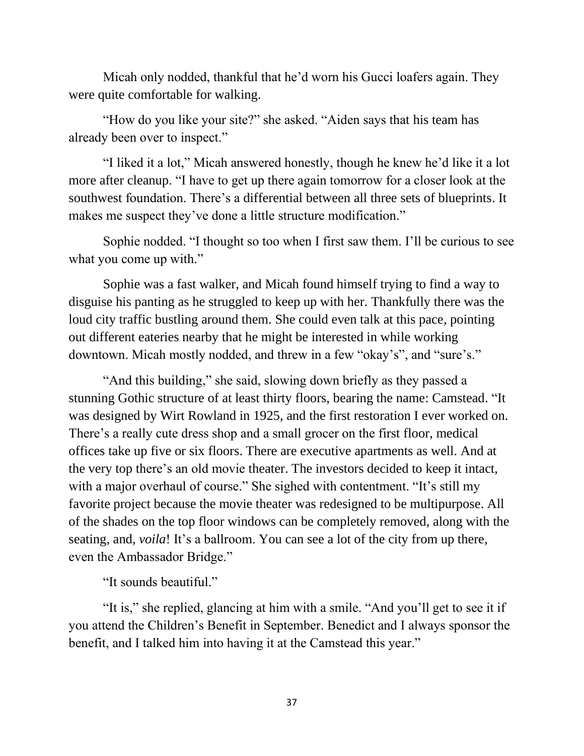Micah only nodded, thankful that he'd worn his Gucci loafers again. They were quite comfortable for walking.

"How do you like your site?" she asked. "Aiden says that his team has already been over to inspect."

"I liked it a lot," Micah answered honestly, though he knew he'd like it a lot more after cleanup. "I have to get up there again tomorrow for a closer look at the southwest foundation. There's a differential between all three sets of blueprints. It makes me suspect they've done a little structure modification."

Sophie nodded. "I thought so too when I first saw them. I'll be curious to see what you come up with."

Sophie was a fast walker, and Micah found himself trying to find a way to disguise his panting as he struggled to keep up with her. Thankfully there was the loud city traffic bustling around them. She could even talk at this pace, pointing out different eateries nearby that he might be interested in while working downtown. Micah mostly nodded, and threw in a few "okay's", and "sure's."

"And this building," she said, slowing down briefly as they passed a stunning Gothic structure of at least thirty floors, bearing the name: Camstead. "It was designed by Wirt Rowland in 1925, and the first restoration I ever worked on. There's a really cute dress shop and a small grocer on the first floor, medical offices take up five or six floors. There are executive apartments as well. And at the very top there's an old movie theater. The investors decided to keep it intact, with a major overhaul of course." She sighed with contentment. "It's still my favorite project because the movie theater was redesigned to be multipurpose. All of the shades on the top floor windows can be completely removed, along with the seating, and, *voila*! It's a ballroom. You can see a lot of the city from up there, even the Ambassador Bridge."

"It sounds beautiful."

"It is," she replied, glancing at him with a smile. "And you'll get to see it if you attend the Children's Benefit in September. Benedict and I always sponsor the benefit, and I talked him into having it at the Camstead this year."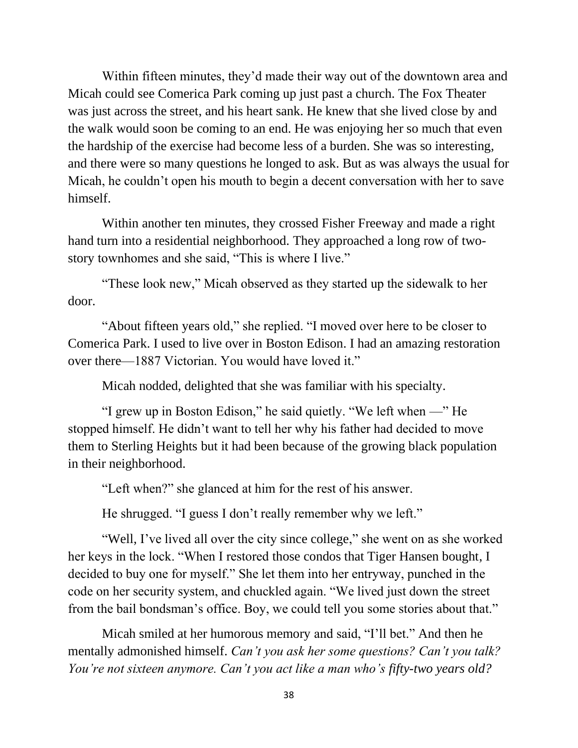Within fifteen minutes, they'd made their way out of the downtown area and Micah could see Comerica Park coming up just past a church. The Fox Theater was just across the street, and his heart sank. He knew that she lived close by and the walk would soon be coming to an end. He was enjoying her so much that even the hardship of the exercise had become less of a burden. She was so interesting, and there were so many questions he longed to ask. But as was always the usual for Micah, he couldn't open his mouth to begin a decent conversation with her to save himself.

Within another ten minutes, they crossed Fisher Freeway and made a right hand turn into a residential neighborhood. They approached a long row of two-story townhomes and she said, "This is where I live."

"These look new," Micah observed as they started up the sidewalk to her door.

"About fifteen years old," she replied. "I moved over here to be closer to Comerica Park. I used to live over in Boston Edison. I had an amazing restoration over there—1887 Victorian. You would have loved it."

Micah nodded, delighted that she was familiar with his specialty.

"I grew up in Boston Edison," he said quietly. "We left when —" He stopped himself. He didn't want to tell her why his father had decided to move them to Sterling Heights but it had been because of the growing black population in their neighborhood.

"Left when?" she glanced at him for the rest of his answer.

He shrugged. "I guess I don't really remember why we left."

"Well, I've lived all over the city since college," she went on as she worked her keys in the lock. "When I restored those condos that Tiger Hansen bought, I decided to buy one for myself." She let them into her entryway, punched in the code on her security system, and chuckled again. "We lived just down the street from the bail bondsman's office. Boy, we could tell you some stories about that."

Micah smiled at her humorous memory and said, "I'll bet." And then he mentally admonished himself. *Can't you ask her some questions? Can't you talk? You're not sixteen anymore. Can't you act like a man who's fifty-two years old?*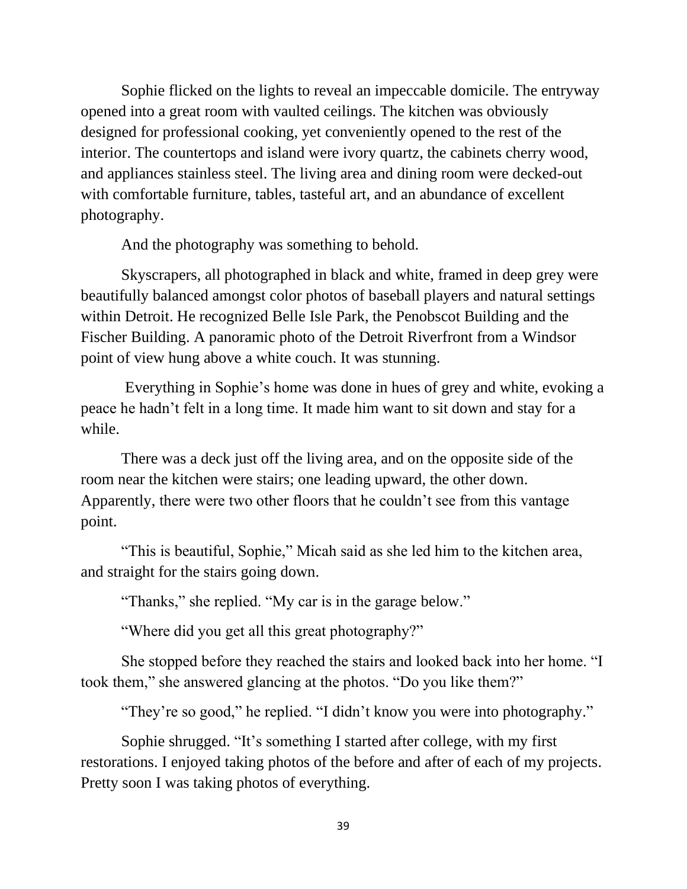Sophie flicked on the lights to reveal an impeccable domicile. The entryway opened into a great room with vaulted ceilings. The kitchen was obviously designed for professional cooking, yet conveniently opened to the rest of the interior. The countertops and island were ivory quartz, the cabinets cherry wood, and appliances stainless steel. The living area and dining room were decked-out with comfortable furniture, tables, tasteful art, and an abundance of excellent photography.

And the photography was something to behold.

Skyscrapers, all photographed in black and white, framed in deep grey were beautifully balanced amongst color photos of baseball players and natural settings within Detroit. He recognized Belle Isle Park, the Penobscot Building and the Fischer Building. A panoramic photo of the Detroit Riverfront from a Windsor point of view hung above a white couch. It was stunning.

Everything in Sophie's home was done in hues of grey and white, evoking a peace he hadn't felt in a long time. It made him want to sit down and stay for a while.

There was a deck just off the living area, and on the opposite side of the room near the kitchen were stairs; one leading upward, the other down. Apparently, there were two other floors that he couldn't see from this vantage point.

"This is beautiful, Sophie," Micah said as she led him to the kitchen area, and straight for the stairs going down.

"Thanks," she replied. "My car is in the garage below."

"Where did you get all this great photography?"

She stopped before they reached the stairs and looked back into her home. "I took them," she answered glancing at the photos. "Do you like them?"

"They're so good," he replied. "I didn't know you were into photography."

Sophie shrugged. "It's something I started after college, with my first restorations. I enjoyed taking photos of the before and after of each of my projects. Pretty soon I was taking photos of everything.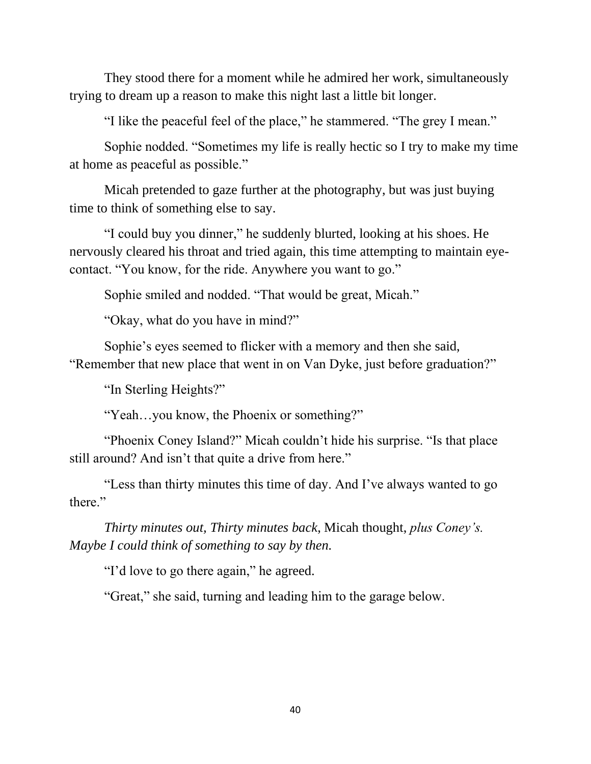They stood there for a moment while he admired her work, simultaneously trying to dream up a reason to make this night last a little bit longer.

"I like the peaceful feel of the place," he stammered. "The grey I mean."

Sophie nodded. "Sometimes my life is really hectic so I try to make my time at home as peaceful as possible."

Micah pretended to gaze further at the photography, but was just buying time to think of something else to say.

"I could buy you dinner," he suddenly blurted, looking at his shoes. He nervously cleared his throat and tried again, this time attempting to maintain eye-contact. "You know, for the ride. Anywhere you want to go."

Sophie smiled and nodded. "That would be great, Micah."

"Okay, what do you have in mind?"

Sophie's eyes seemed to flicker with a memory and then she said, "Remember that new place that went in on Van Dyke, just before graduation?"

"In Sterling Heights?"

"Yeah…you know, the Phoenix or something?"

"Phoenix Coney Island?" Micah couldn't hide his surprise. "Is that place still around? And isn't that quite a drive from here."

"Less than thirty minutes this time of day. And I've always wanted to go there."

*Thirty minutes out, Thirty minutes back*, Micah thought, *plus Coney's. Maybe I could think of something to say by then.*

"I'd love to go there again," he agreed.

"Great," she said, turning and leading him to the garage below.